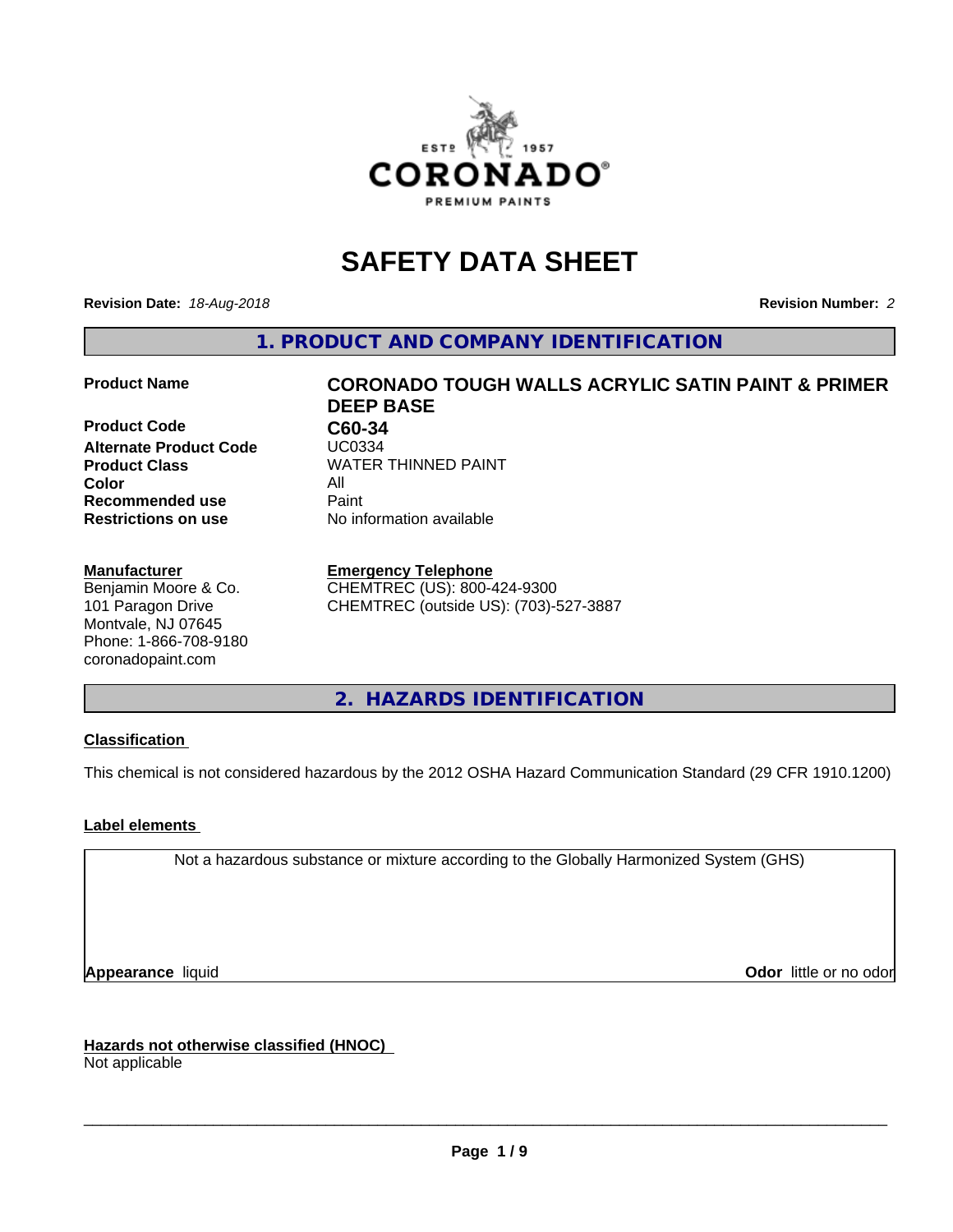# SAFETY DATA SHEET

**Revision Date:** *18-Aug-2018* **Revision Number:** *2*

## 1. PRODUCT AND COMPANY IDENTIFICATION

| | |
|---|---|
| **Product Name** | **CORONADO TOUGH WALLS ACRYLIC SATIN PAINT & PRIMER DEEP BASE** |
| **Product Code** | **C60-34** |
| **Alternate Product Code** | UC0334 |
| **Product Class** | WATER THINNED PAINT |
| **Color** | All |
| **Recommended use** | Paint |
| **Restrictions on use** | No information available |

**Manufacturer**
Benjamin Moore & Co.
101 Paragon Drive
Montvale, NJ 07645
Phone: 1-866-708-9180
coronadopaint.com

**Emergency Telephone**
CHEMTREC (US): 800-424-9300
CHEMTREC (outside US): (703)-527-3887

## 2. HAZARDS IDENTIFICATION

**Classification**

This chemical is not considered hazardous by the 2012 OSHA Hazard Communication Standard (29 CFR 1910.1200)

**Label elements**

Not a hazardous substance or mixture according to the Globally Harmonized System (GHS)

**Appearance** liquid **Odor** little or no odor

**Hazards not otherwise classified (HNOC)**
Not applicable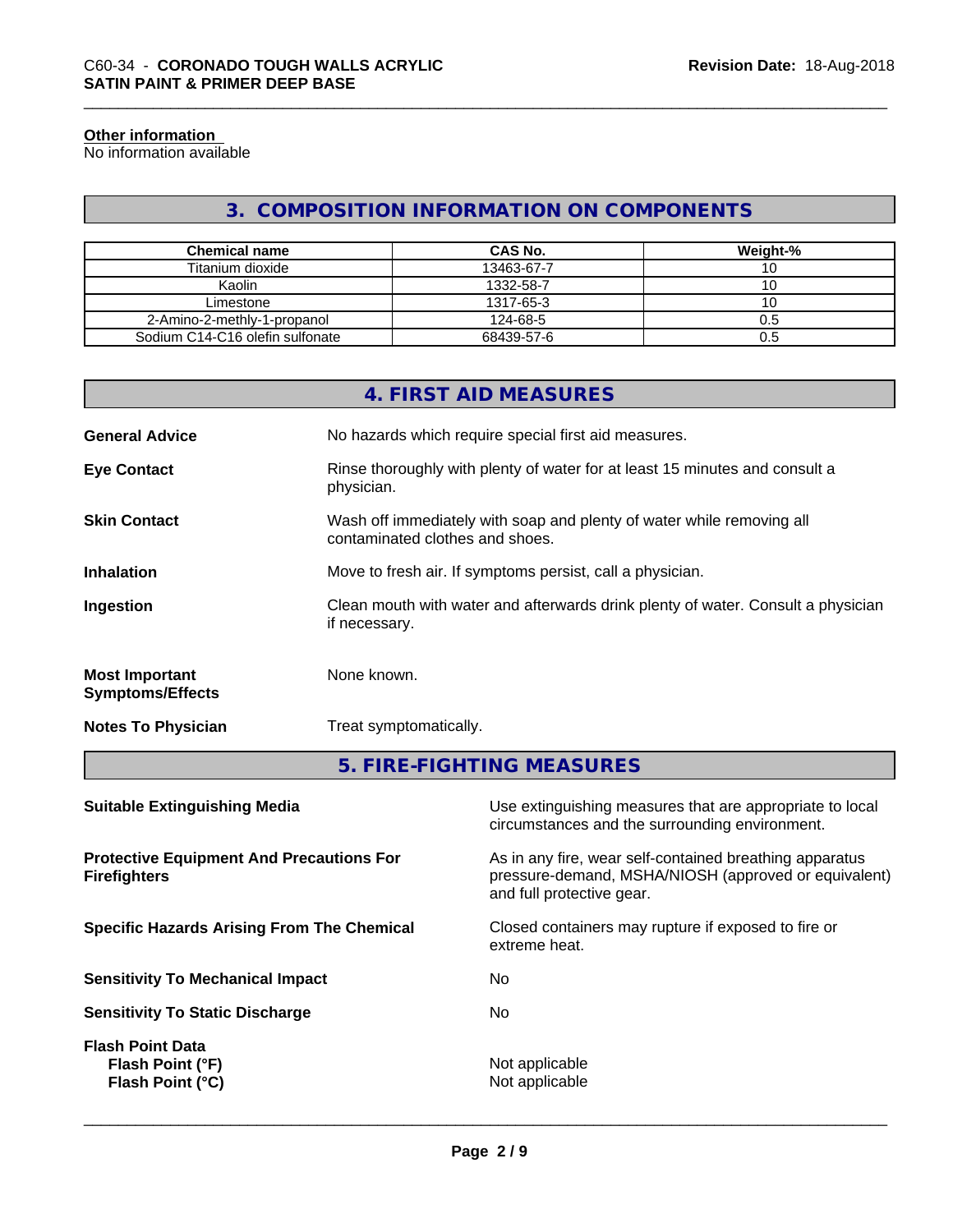### Other information

No information available

## 3. COMPOSITION INFORMATION ON COMPONENTS

| Chemical name | CAS No. | Weight-% |
|---|---|---|
| Titanium dioxide | 13463-67-7 | 10 |
| Kaolin | 1332-58-7 | 10 |
| Limestone | 1317-65-3 | 10 |
| 2-Amino-2-methly-1-propanol | 124-68-5 | 0.5 |
| Sodium C14-C16 olefin sulfonate | 68439-57-6 | 0.5 |

## 4. FIRST AID MEASURES

**General Advice** No hazards which require special first aid measures.

**Eye Contact** Rinse thoroughly with plenty of water for at least 15 minutes and consult a physician.

**Skin Contact** Wash off immediately with soap and plenty of water while removing all contaminated clothes and shoes.

**Inhalation** Move to fresh air. If symptoms persist, call a physician.

**Ingestion** Clean mouth with water and afterwards drink plenty of water. Consult a physician if necessary.

**Most Important Symptoms/Effects** None known.

**Notes To Physician** Treat symptomatically.

## 5. FIRE-FIGHTING MEASURES

**Suitable Extinguishing Media** Use extinguishing measures that are appropriate to local circumstances and the surrounding environment.

**Protective Equipment And Precautions For Firefighters** As in any fire, wear self-contained breathing apparatus pressure-demand, MSHA/NIOSH (approved or equivalent) and full protective gear.

**Specific Hazards Arising From The Chemical** Closed containers may rupture if exposed to fire or extreme heat.

**Sensitivity To Mechanical Impact** No

**Sensitivity To Static Discharge** No

**Flash Point Data**
**Flash Point (°F)** Not applicable
**Flash Point (°C)** Not applicable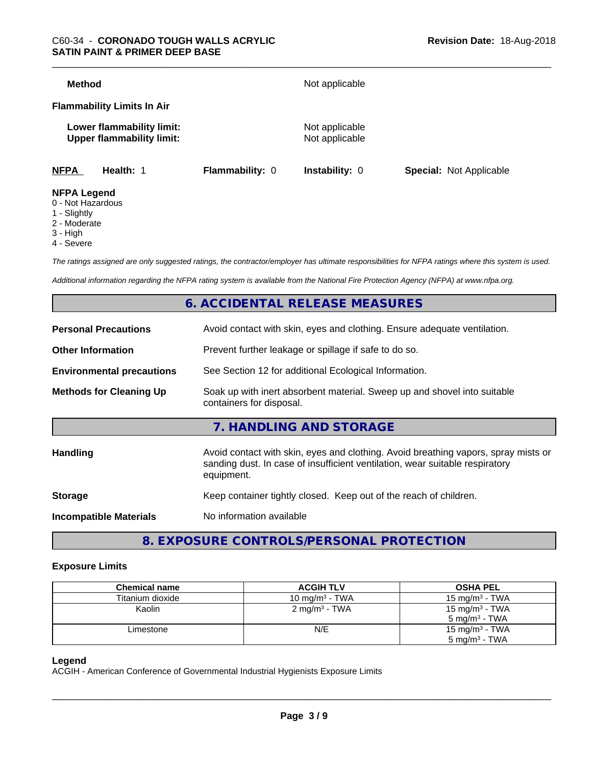**Method** Not applicable

**Flammability Limits In Air**

**Lower flammability limit:** Not applicable
**Upper flammability limit:** Not applicable

| **NFPA** | **Health:** 1 | **Flammability:** 0 | **Instability:** 0 | **Special:** Not Applicable |
|---|---|---|---|---|

**NFPA Legend**
0 - Not Hazardous
1 - Slightly
2 - Moderate
3 - High
4 - Severe

*The ratings assigned are only suggested ratings, the contractor/employer has ultimate responsibilities for NFPA ratings where this system is used.*

*Additional information regarding the NFPA rating system is available from the National Fire Protection Agency (NFPA) at www.nfpa.org.*

## 6. ACCIDENTAL RELEASE MEASURES

**Personal Precautions** Avoid contact with skin, eyes and clothing. Ensure adequate ventilation.

**Other Information** Prevent further leakage or spillage if safe to do so.

**Environmental precautions** See Section 12 for additional Ecological Information.

**Methods for Cleaning Up** Soak up with inert absorbent material. Sweep up and shovel into suitable containers for disposal.

## 7. HANDLING AND STORAGE

**Handling** Avoid contact with skin, eyes and clothing. Avoid breathing vapors, spray mists or sanding dust. In case of insufficient ventilation, wear suitable respiratory equipment.

**Storage** Keep container tightly closed. Keep out of the reach of children.

**Incompatible Materials** No information available

## 8. EXPOSURE CONTROLS/PERSONAL PROTECTION

### Exposure Limits

| Chemical name | ACGIH TLV | OSHA PEL |
|---|---|---|
| Titanium dioxide | 10 mg/m³ - TWA | 15 mg/m³ - TWA |
| Kaolin | 2 mg/m³ - TWA | 15 mg/m³ - TWA<br>5 mg/m³ - TWA |
| Limestone | N/E | 15 mg/m³ - TWA<br>5 mg/m³ - TWA |

**Legend**
ACGIH - American Conference of Governmental Industrial Hygienists Exposure Limits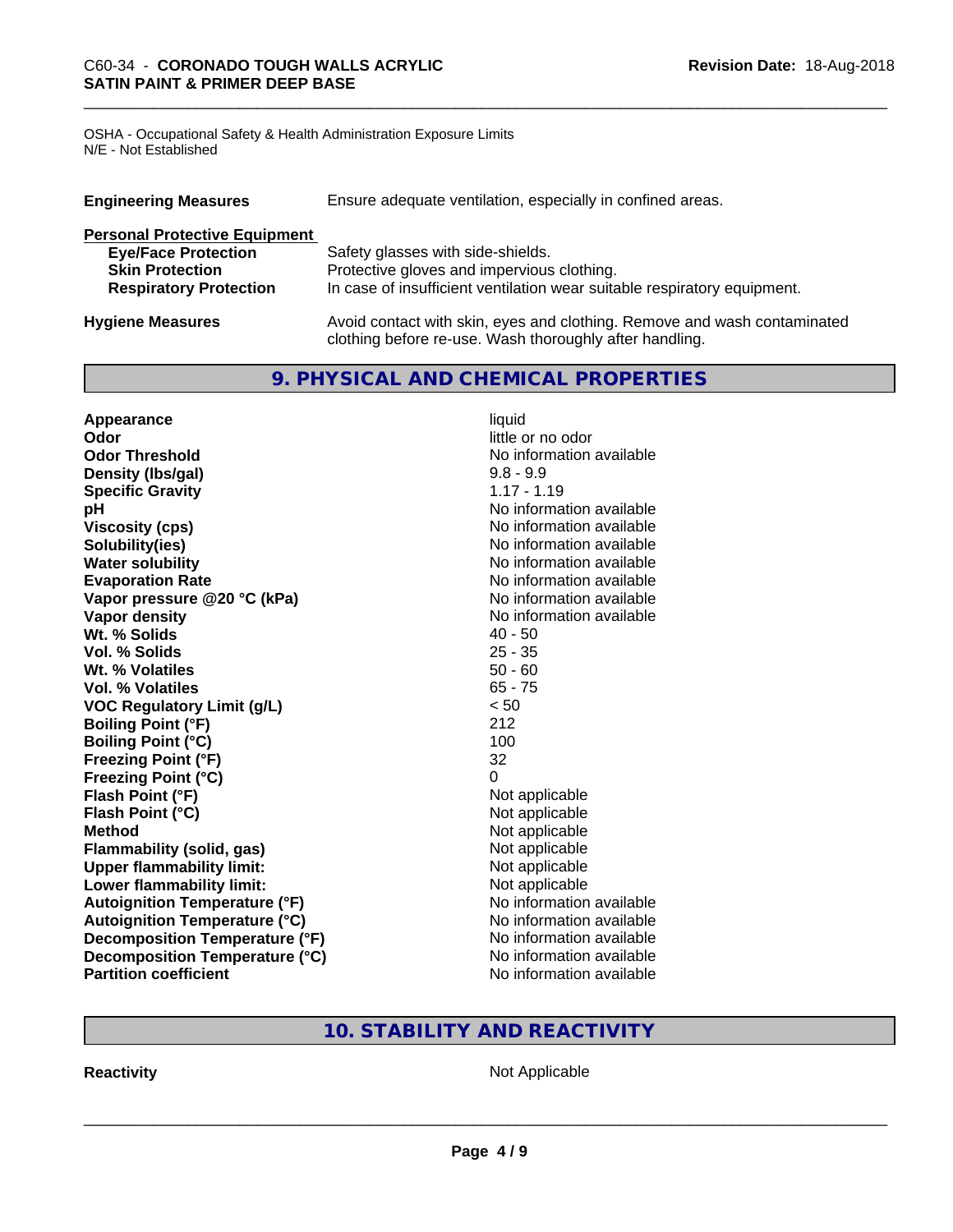OSHA - Occupational Safety & Health Administration Exposure Limits
N/E - Not Established

| | |
|---|---|
| **Engineering Measures** | Ensure adequate ventilation, especially in confined areas. |

**Personal Protective Equipment**

| | |
|---|---|
| **Eye/Face Protection** | Safety glasses with side-shields. |
| **Skin Protection** | Protective gloves and impervious clothing. |
| **Respiratory Protection** | In case of insufficient ventilation wear suitable respiratory equipment. |

| | |
|---|---|
| **Hygiene Measures** | Avoid contact with skin, eyes and clothing. Remove and wash contaminated clothing before re-use. Wash thoroughly after handling. |

## 9. PHYSICAL AND CHEMICAL PROPERTIES

| | |
|---|---|
| **Appearance** | liquid |
| **Odor** | little or no odor |
| **Odor Threshold** | No information available |
| **Density (lbs/gal)** | 9.8 - 9.9 |
| **Specific Gravity** | 1.17 - 1.19 |
| **pH** | No information available |
| **Viscosity (cps)** | No information available |
| **Solubility(ies)** | No information available |
| **Water solubility** | No information available |
| **Evaporation Rate** | No information available |
| **Vapor pressure @20 °C (kPa)** | No information available |
| **Vapor density** | No information available |
| **Wt. % Solids** | 40 - 50 |
| **Vol. % Solids** | 25 - 35 |
| **Wt. % Volatiles** | 50 - 60 |
| **Vol. % Volatiles** | 65 - 75 |
| **VOC Regulatory Limit (g/L)** | < 50 |
| **Boiling Point (°F)** | 212 |
| **Boiling Point (°C)** | 100 |
| **Freezing Point (°F)** | 32 |
| **Freezing Point (°C)** | 0 |
| **Flash Point (°F)** | Not applicable |
| **Flash Point (°C)** | Not applicable |
| **Method** | Not applicable |
| **Flammability (solid, gas)** | Not applicable |
| **Upper flammability limit:** | Not applicable |
| **Lower flammability limit:** | Not applicable |
| **Autoignition Temperature (°F)** | No information available |
| **Autoignition Temperature (°C)** | No information available |
| **Decomposition Temperature (°F)** | No information available |
| **Decomposition Temperature (°C)** | No information available |
| **Partition coefficient** | No information available |

## 10. STABILITY AND REACTIVITY

| | |
|---|---|
| **Reactivity** | Not Applicable |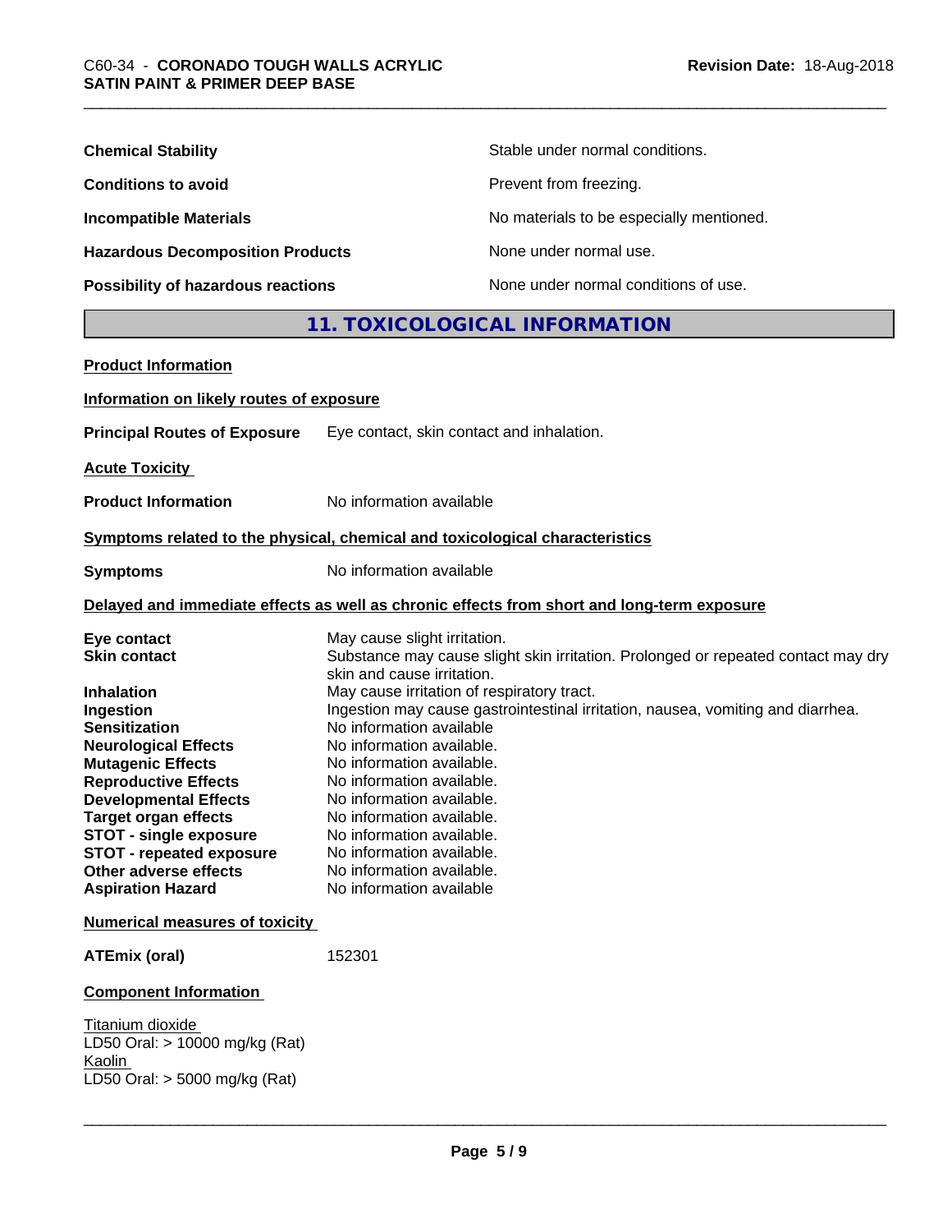| | |
|---|---|
| **Chemical Stability** | Stable under normal conditions. |
| **Conditions to avoid** | Prevent from freezing. |
| **Incompatible Materials** | No materials to be especially mentioned. |
| **Hazardous Decomposition Products** | None under normal use. |
| **Possibility of hazardous reactions** | None under normal conditions of use. |

## 11. TOXICOLOGICAL INFORMATION

**Product Information**

**Information on likely routes of exposure**

**Principal Routes of Exposure** Eye contact, skin contact and inhalation.

**Acute Toxicity**

**Product Information** No information available

**Symptoms related to the physical, chemical and toxicological characteristics**

**Symptoms** No information available

**Delayed and immediate effects as well as chronic effects from short and long-term exposure**

| | |
|---|---|
| **Eye contact** | May cause slight irritation. |
| **Skin contact** | Substance may cause slight skin irritation. Prolonged or repeated contact may dry skin and cause irritation. |
| **Inhalation** | May cause irritation of respiratory tract. |
| **Ingestion** | Ingestion may cause gastrointestinal irritation, nausea, vomiting and diarrhea. |
| **Sensitization** | No information available |
| **Neurological Effects** | No information available. |
| **Mutagenic Effects** | No information available. |
| **Reproductive Effects** | No information available. |
| **Developmental Effects** | No information available. |
| **Target organ effects** | No information available. |
| **STOT - single exposure** | No information available. |
| **STOT - repeated exposure** | No information available. |
| **Other adverse effects** | No information available. |
| **Aspiration Hazard** | No information available |

**Numerical measures of toxicity**

**ATEmix (oral)** 152301

**Component Information**

Titanium dioxide
LD50 Oral: > 10000 mg/kg (Rat)
Kaolin
LD50 Oral: > 5000 mg/kg (Rat)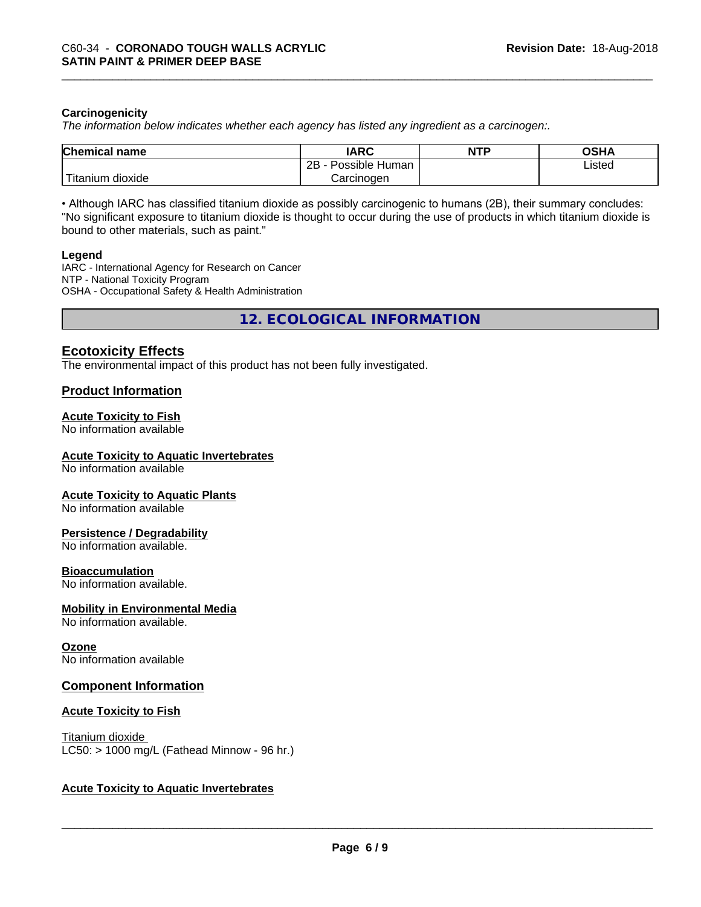**Carcinogenicity**

*The information below indicates whether each agency has listed any ingredient as a carcinogen:.*

| Chemical name | IARC | NTP | OSHA |
|---|---|---|---|
| Titanium dioxide | 2B - Possible Human Carcinogen | | Listed |

• Although IARC has classified titanium dioxide as possibly carcinogenic to humans (2B), their summary concludes: "No significant exposure to titanium dioxide is thought to occur during the use of products in which titanium dioxide is bound to other materials, such as paint."

**Legend**

IARC - International Agency for Research on Cancer
NTP - National Toxicity Program
OSHA - Occupational Safety & Health Administration

## 12. ECOLOGICAL INFORMATION

### Ecotoxicity Effects

The environmental impact of this product has not been fully investigated.

### Product Information

**Acute Toxicity to Fish**

No information available

**Acute Toxicity to Aquatic Invertebrates**

No information available

**Acute Toxicity to Aquatic Plants**

No information available

**Persistence / Degradability**

No information available.

**Bioaccumulation**

No information available.

**Mobility in Environmental Media**

No information available.

**Ozone**

No information available

### Component Information

**Acute Toxicity to Fish**

Titanium dioxide
LC50: > 1000 mg/L (Fathead Minnow - 96 hr.)

**Acute Toxicity to Aquatic Invertebrates**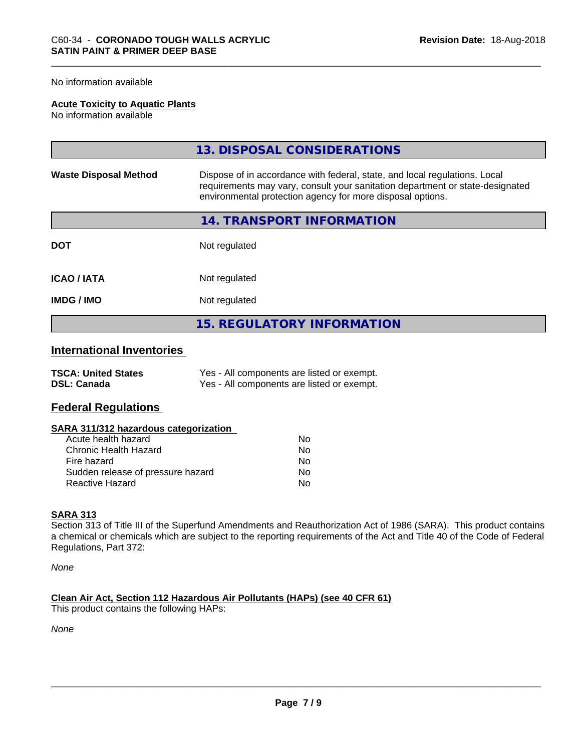No information available

**Acute Toxicity to Aquatic Plants**
No information available

## 13. DISPOSAL CONSIDERATIONS

| | |
|---|---|
| **Waste Disposal Method** | Dispose of in accordance with federal, state, and local regulations. Local requirements may vary, consult your sanitation department or state-designated environmental protection agency for more disposal options. |

## 14. TRANSPORT INFORMATION

| | |
|---|---|
| **DOT** | Not regulated |
| **ICAO / IATA** | Not regulated |
| **IMDG / IMO** | Not regulated |

## 15. REGULATORY INFORMATION

### International Inventories

| | |
|---|---|
| **TSCA: United States** | Yes - All components are listed or exempt. |
| **DSL: Canada** | Yes - All components are listed or exempt. |

### Federal Regulations

**SARA 311/312 hazardous categorization**

| | |
|---|---|
| Acute health hazard | No |
| Chronic Health Hazard | No |
| Fire hazard | No |
| Sudden release of pressure hazard | No |
| Reactive Hazard | No |

**SARA 313**
Section 313 of Title III of the Superfund Amendments and Reauthorization Act of 1986 (SARA). This product contains a chemical or chemicals which are subject to the reporting requirements of the Act and Title 40 of the Code of Federal Regulations, Part 372:

*None*

**Clean Air Act, Section 112 Hazardous Air Pollutants (HAPs) (see 40 CFR 61)**
This product contains the following HAPs:

*None*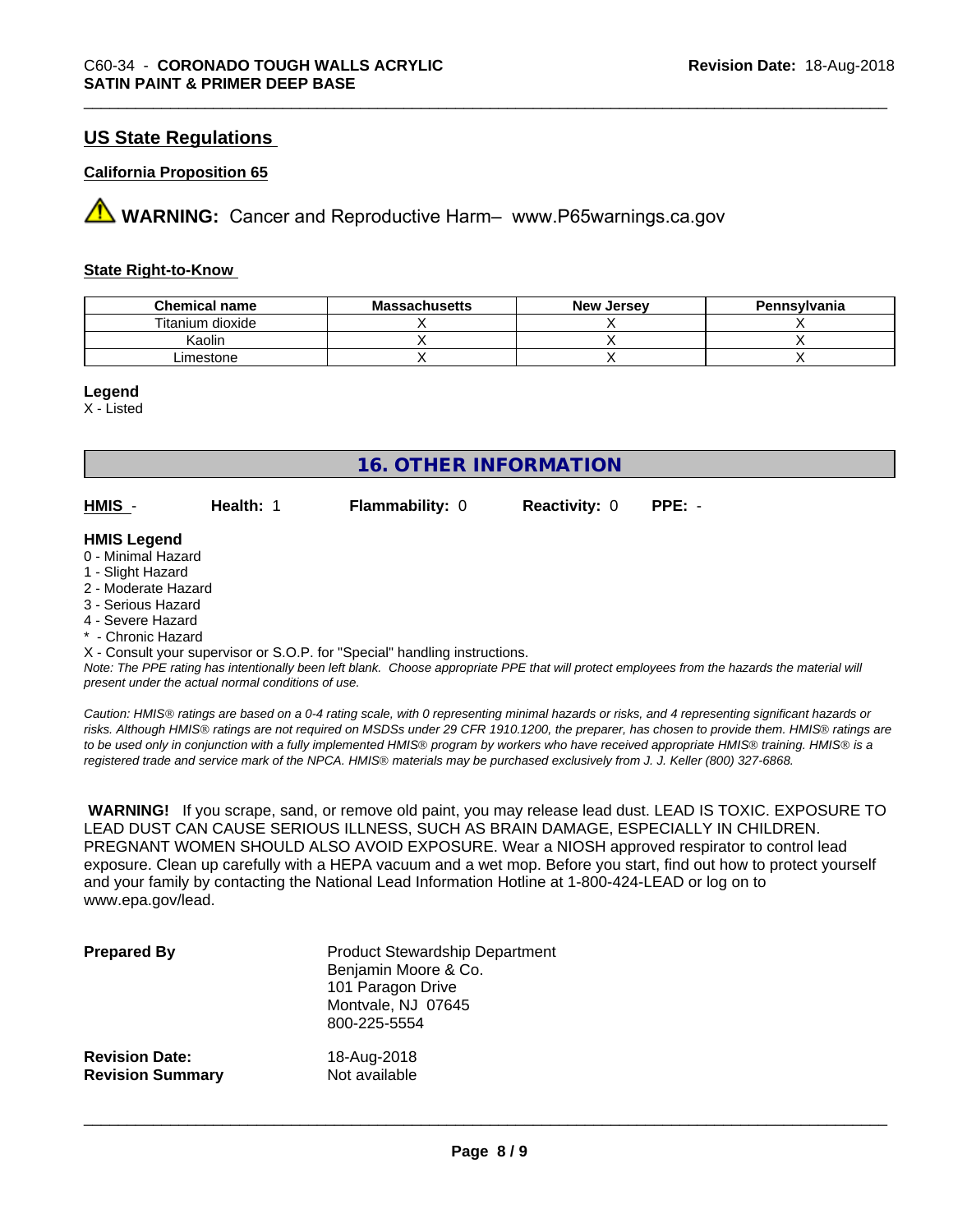## US State Regulations

### California Proposition 65

**WARNING:** Cancer and Reproductive Harm– www.P65warnings.ca.gov

### State Right-to-Know

| Chemical name | Massachusetts | New Jersey | Pennsylvania |
|---|---|---|---|
| Titanium dioxide | X | X | X |
| Kaolin | X | X | X |
| Limestone | X | X | X |

**Legend**

X - Listed

## 16. OTHER INFORMATION

**HMIS** - **Health:** 1 **Flammability:** 0 **Reactivity:** 0 **PPE:** -

**HMIS Legend**

0 - Minimal Hazard
1 - Slight Hazard
2 - Moderate Hazard
3 - Serious Hazard
4 - Severe Hazard
* - Chronic Hazard
X - Consult your supervisor or S.O.P. for "Special" handling instructions.

*Note: The PPE rating has intentionally been left blank. Choose appropriate PPE that will protect employees from the hazards the material will present under the actual normal conditions of use.*

*Caution: HMIS® ratings are based on a 0-4 rating scale, with 0 representing minimal hazards or risks, and 4 representing significant hazards or risks. Although HMIS® ratings are not required on MSDSs under 29 CFR 1910.1200, the preparer, has chosen to provide them. HMIS® ratings are to be used only in conjunction with a fully implemented HMIS® program by workers who have received appropriate HMIS® training. HMIS® is a registered trade and service mark of the NPCA. HMIS® materials may be purchased exclusively from J. J. Keller (800) 327-6868.*

**WARNING!** If you scrape, sand, or remove old paint, you may release lead dust. LEAD IS TOXIC. EXPOSURE TO LEAD DUST CAN CAUSE SERIOUS ILLNESS, SUCH AS BRAIN DAMAGE, ESPECIALLY IN CHILDREN. PREGNANT WOMEN SHOULD ALSO AVOID EXPOSURE. Wear a NIOSH approved respirator to control lead exposure. Clean up carefully with a HEPA vacuum and a wet mop. Before you start, find out how to protect yourself and your family by contacting the National Lead Information Hotline at 1-800-424-LEAD or log on to www.epa.gov/lead.

**Prepared By**
Product Stewardship Department
Benjamin Moore & Co.
101 Paragon Drive
Montvale, NJ 07645
800-225-5554

**Revision Date:** 18-Aug-2018
**Revision Summary** Not available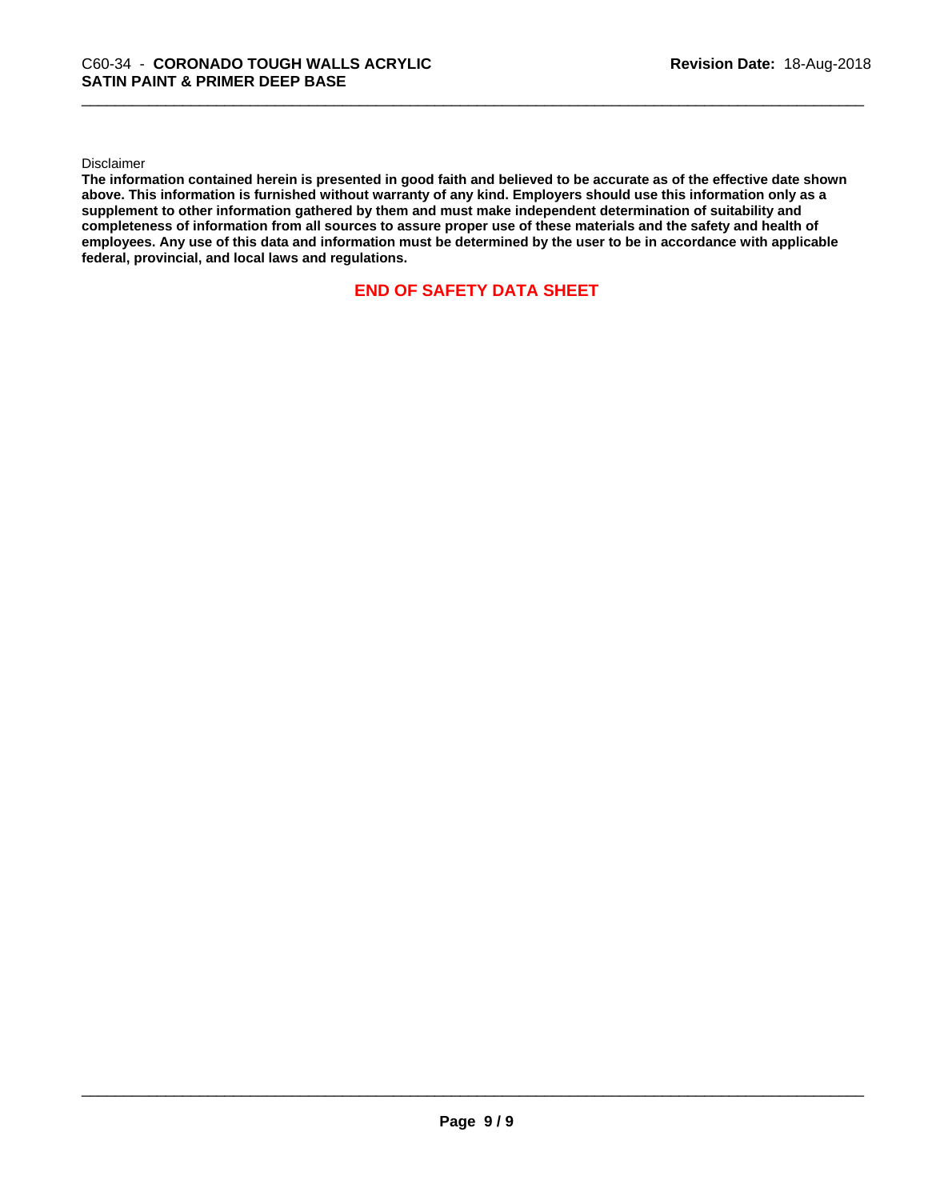Disclaimer

**The information contained herein is presented in good faith and believed to be accurate as of the effective date shown above. This information is furnished without warranty of any kind. Employers should use this information only as a supplement to other information gathered by them and must make independent determination of suitability and completeness of information from all sources to assure proper use of these materials and the safety and health of employees. Any use of this data and information must be determined by the user to be in accordance with applicable federal, provincial, and local laws and regulations.**

**END OF SAFETY DATA SHEET**